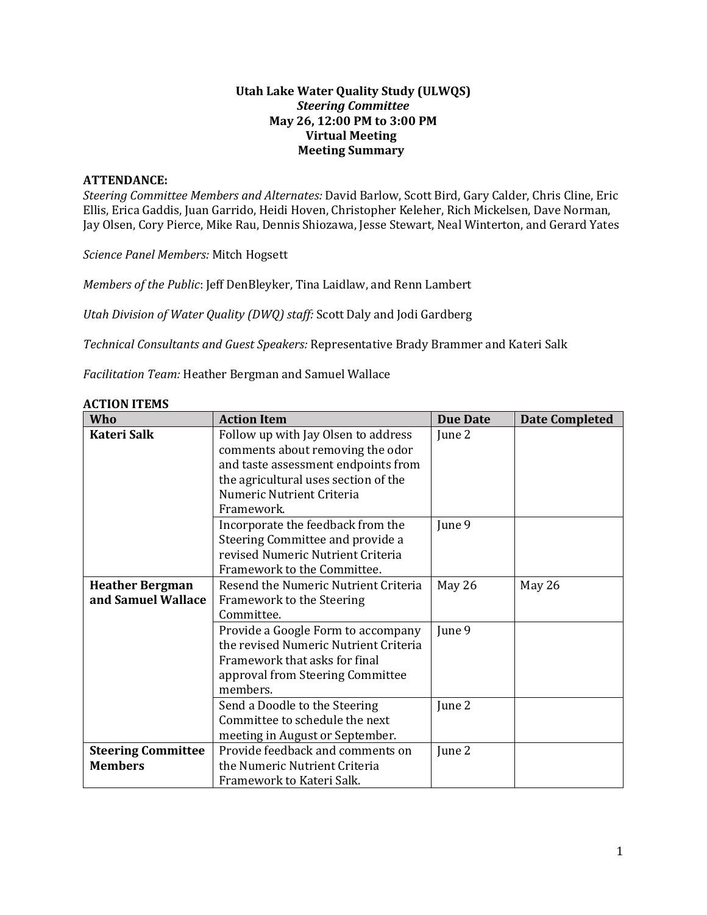**Utah Lake Water Quality Study (ULWQS)**
***Steering Committee***
**May 26, 12:00 PM to 3:00 PM**
**Virtual Meeting**
**Meeting Summary**

**ATTENDANCE:**

*Steering Committee Members and Alternates:* David Barlow, Scott Bird, Gary Calder, Chris Cline, Eric Ellis, Erica Gaddis, Juan Garrido, Heidi Hoven, Christopher Keleher, Rich Mickelsen, Dave Norman, Jay Olsen, Cory Pierce, Mike Rau, Dennis Shiozawa, Jesse Stewart, Neal Winterton, and Gerard Yates

*Science Panel Members:* Mitch Hogsett

*Members of the Public*: Jeff DenBleyker, Tina Laidlaw, and Renn Lambert

*Utah Division of Water Quality (DWQ) staff:* Scott Daly and Jodi Gardberg

*Technical Consultants and Guest Speakers:* Representative Brady Brammer and Kateri Salk

*Facilitation Team:* Heather Bergman and Samuel Wallace

**ACTION ITEMS**

| Who | Action Item | Due Date | Date Completed |
|---|---|---|---|
| **Kateri Salk** | Follow up with Jay Olsen to address comments about removing the odor and taste assessment endpoints from the agricultural uses section of the Numeric Nutrient Criteria Framework. | June 2 | |
| | Incorporate the feedback from the Steering Committee and provide a revised Numeric Nutrient Criteria Framework to the Committee. | June 9 | |
| **Heather Bergman and Samuel Wallace** | Resend the Numeric Nutrient Criteria Framework to the Steering Committee. | May 26 | May 26 |
| | Provide a Google Form to accompany the revised Numeric Nutrient Criteria Framework that asks for final approval from Steering Committee members. | June 9 | |
| | Send a Doodle to the Steering Committee to schedule the next meeting in August or September. | June 2 | |
| **Steering Committee Members** | Provide feedback and comments on the Numeric Nutrient Criteria Framework to Kateri Salk. | June 2 | |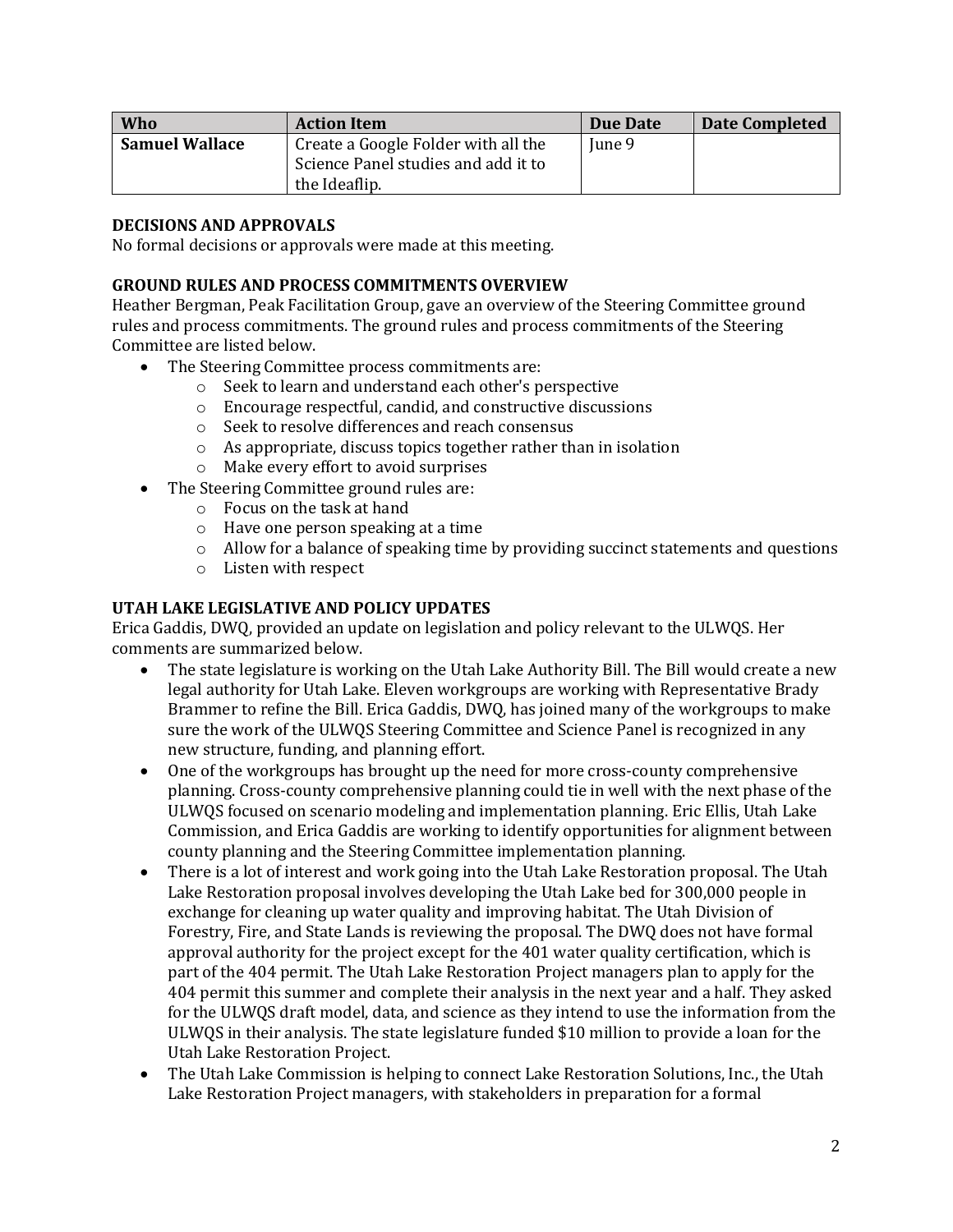| Who | Action Item | Due Date | Date Completed |
|---|---|---|---|
| **Samuel Wallace** | Create a Google Folder with all the Science Panel studies and add it to the Ideaflip. | June 9 | |

**DECISIONS AND APPROVALS**

No formal decisions or approvals were made at this meeting.

**GROUND RULES AND PROCESS COMMITMENTS OVERVIEW**

Heather Bergman, Peak Facilitation Group, gave an overview of the Steering Committee ground rules and process commitments. The ground rules and process commitments of the Steering Committee are listed below.

- The Steering Committee process commitments are:
    - Seek to learn and understand each other's perspective
    - Encourage respectful, candid, and constructive discussions
    - Seek to resolve differences and reach consensus
    - As appropriate, discuss topics together rather than in isolation
    - Make every effort to avoid surprises
- The Steering Committee ground rules are:
    - Focus on the task at hand
    - Have one person speaking at a time
    - Allow for a balance of speaking time by providing succinct statements and questions
    - Listen with respect

**UTAH LAKE LEGISLATIVE AND POLICY UPDATES**

Erica Gaddis, DWQ, provided an update on legislation and policy relevant to the ULWQS. Her comments are summarized below.

- The state legislature is working on the Utah Lake Authority Bill. The Bill would create a new legal authority for Utah Lake. Eleven workgroups are working with Representative Brady Brammer to refine the Bill. Erica Gaddis, DWQ, has joined many of the workgroups to make sure the work of the ULWQS Steering Committee and Science Panel is recognized in any new structure, funding, and planning effort.
- One of the workgroups has brought up the need for more cross-county comprehensive planning. Cross-county comprehensive planning could tie in well with the next phase of the ULWQS focused on scenario modeling and implementation planning. Eric Ellis, Utah Lake Commission, and Erica Gaddis are working to identify opportunities for alignment between county planning and the Steering Committee implementation planning.
- There is a lot of interest and work going into the Utah Lake Restoration proposal. The Utah Lake Restoration proposal involves developing the Utah Lake bed for 300,000 people in exchange for cleaning up water quality and improving habitat. The Utah Division of Forestry, Fire, and State Lands is reviewing the proposal. The DWQ does not have formal approval authority for the project except for the 401 water quality certification, which is part of the 404 permit. The Utah Lake Restoration Project managers plan to apply for the 404 permit this summer and complete their analysis in the next year and a half. They asked for the ULWQS draft model, data, and science as they intend to use the information from the ULWQS in their analysis. The state legislature funded $10 million to provide a loan for the Utah Lake Restoration Project.
- The Utah Lake Commission is helping to connect Lake Restoration Solutions, Inc., the Utah Lake Restoration Project managers, with stakeholders in preparation for a formal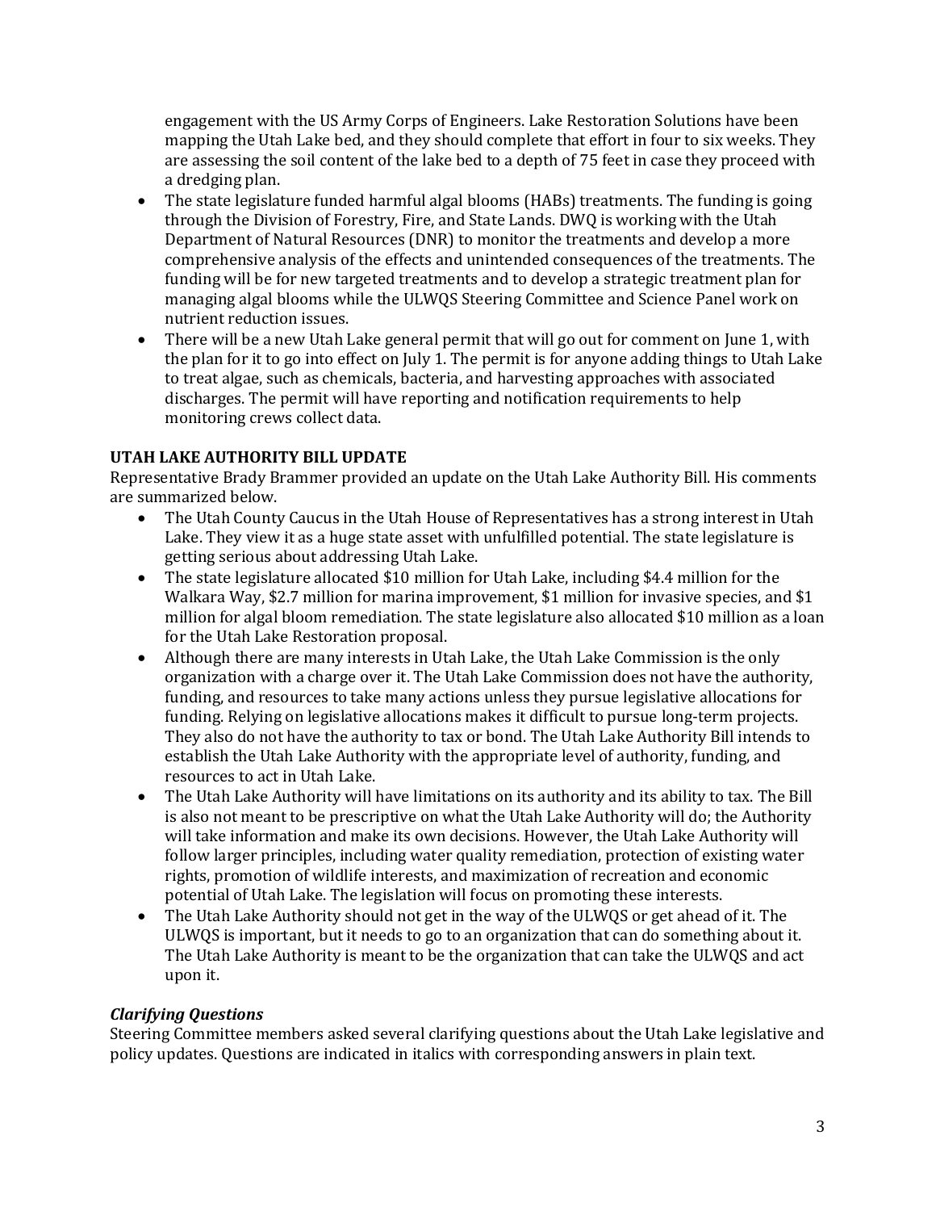engagement with the US Army Corps of Engineers. Lake Restoration Solutions have been mapping the Utah Lake bed, and they should complete that effort in four to six weeks. They are assessing the soil content of the lake bed to a depth of 75 feet in case they proceed with a dredging plan.

- The state legislature funded harmful algal blooms (HABs) treatments. The funding is going through the Division of Forestry, Fire, and State Lands. DWQ is working with the Utah Department of Natural Resources (DNR) to monitor the treatments and develop a more comprehensive analysis of the effects and unintended consequences of the treatments. The funding will be for new targeted treatments and to develop a strategic treatment plan for managing algal blooms while the ULWQS Steering Committee and Science Panel work on nutrient reduction issues.
- There will be a new Utah Lake general permit that will go out for comment on June 1, with the plan for it to go into effect on July 1. The permit is for anyone adding things to Utah Lake to treat algae, such as chemicals, bacteria, and harvesting approaches with associated discharges. The permit will have reporting and notification requirements to help monitoring crews collect data.

**UTAH LAKE AUTHORITY BILL UPDATE**

Representative Brady Brammer provided an update on the Utah Lake Authority Bill. His comments are summarized below.

- The Utah County Caucus in the Utah House of Representatives has a strong interest in Utah Lake. They view it as a huge state asset with unfulfilled potential. The state legislature is getting serious about addressing Utah Lake.
- The state legislature allocated $10 million for Utah Lake, including $4.4 million for the Walkara Way, $2.7 million for marina improvement, $1 million for invasive species, and $1 million for algal bloom remediation. The state legislature also allocated $10 million as a loan for the Utah Lake Restoration proposal.
- Although there are many interests in Utah Lake, the Utah Lake Commission is the only organization with a charge over it. The Utah Lake Commission does not have the authority, funding, and resources to take many actions unless they pursue legislative allocations for funding. Relying on legislative allocations makes it difficult to pursue long-term projects. They also do not have the authority to tax or bond. The Utah Lake Authority Bill intends to establish the Utah Lake Authority with the appropriate level of authority, funding, and resources to act in Utah Lake.
- The Utah Lake Authority will have limitations on its authority and its ability to tax. The Bill is also not meant to be prescriptive on what the Utah Lake Authority will do; the Authority will take information and make its own decisions. However, the Utah Lake Authority will follow larger principles, including water quality remediation, protection of existing water rights, promotion of wildlife interests, and maximization of recreation and economic potential of Utah Lake. The legislation will focus on promoting these interests.
- The Utah Lake Authority should not get in the way of the ULWQS or get ahead of it. The ULWQS is important, but it needs to go to an organization that can do something about it. The Utah Lake Authority is meant to be the organization that can take the ULWQS and act upon it.

***Clarifying Questions***

Steering Committee members asked several clarifying questions about the Utah Lake legislative and policy updates. Questions are indicated in italics with corresponding answers in plain text.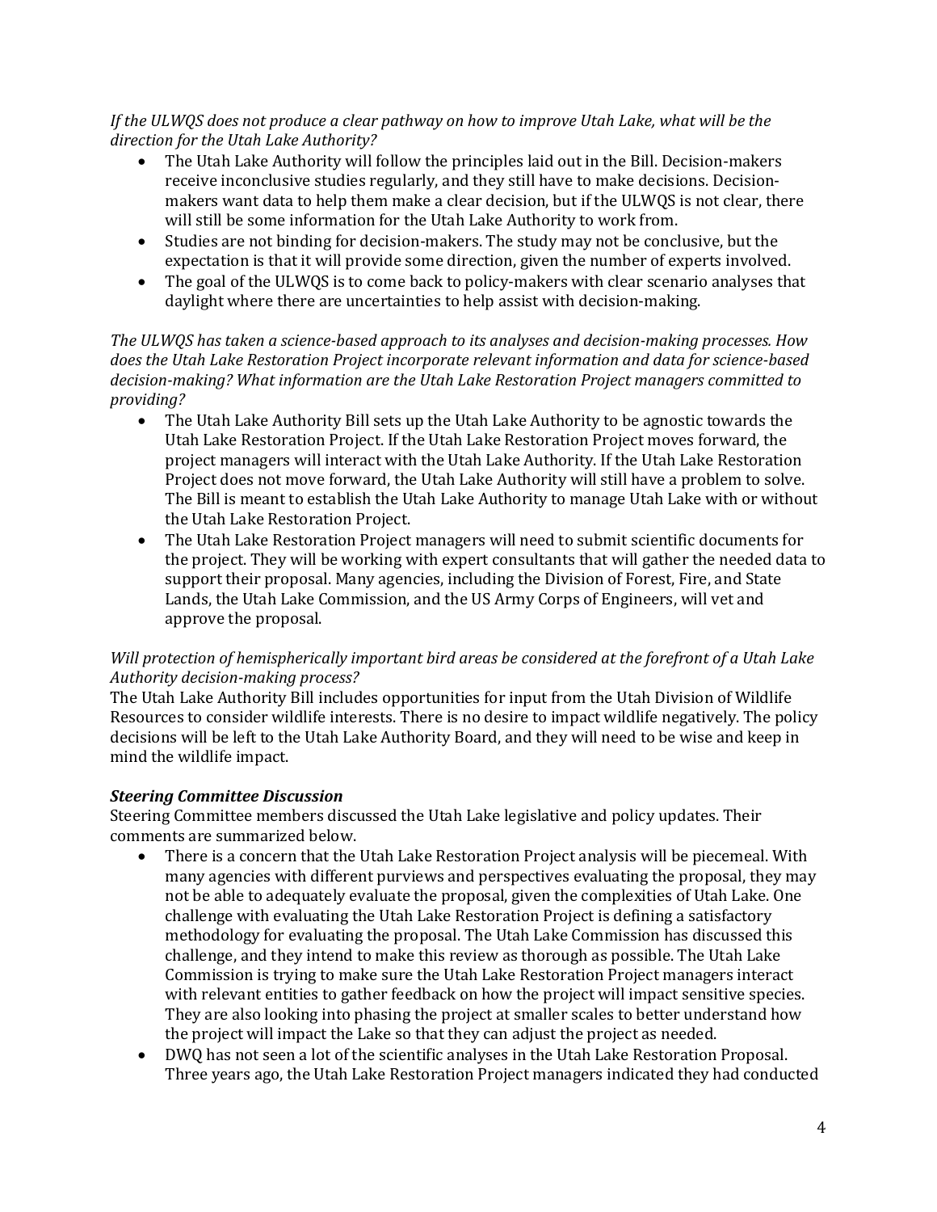*If the ULWQS does not produce a clear pathway on how to improve Utah Lake, what will be the direction for the Utah Lake Authority?*

- The Utah Lake Authority will follow the principles laid out in the Bill. Decision-makers receive inconclusive studies regularly, and they still have to make decisions. Decision-makers want data to help them make a clear decision, but if the ULWQS is not clear, there will still be some information for the Utah Lake Authority to work from.
- Studies are not binding for decision-makers. The study may not be conclusive, but the expectation is that it will provide some direction, given the number of experts involved.
- The goal of the ULWQS is to come back to policy-makers with clear scenario analyses that daylight where there are uncertainties to help assist with decision-making.

*The ULWQS has taken a science-based approach to its analyses and decision-making processes. How does the Utah Lake Restoration Project incorporate relevant information and data for science-based decision-making? What information are the Utah Lake Restoration Project managers committed to providing?*

- The Utah Lake Authority Bill sets up the Utah Lake Authority to be agnostic towards the Utah Lake Restoration Project. If the Utah Lake Restoration Project moves forward, the project managers will interact with the Utah Lake Authority. If the Utah Lake Restoration Project does not move forward, the Utah Lake Authority will still have a problem to solve. The Bill is meant to establish the Utah Lake Authority to manage Utah Lake with or without the Utah Lake Restoration Project.
- The Utah Lake Restoration Project managers will need to submit scientific documents for the project. They will be working with expert consultants that will gather the needed data to support their proposal. Many agencies, including the Division of Forest, Fire, and State Lands, the Utah Lake Commission, and the US Army Corps of Engineers, will vet and approve the proposal.

*Will protection of hemispherically important bird areas be considered at the forefront of a Utah Lake Authority decision-making process?*

The Utah Lake Authority Bill includes opportunities for input from the Utah Division of Wildlife Resources to consider wildlife interests. There is no desire to impact wildlife negatively. The policy decisions will be left to the Utah Lake Authority Board, and they will need to be wise and keep in mind the wildlife impact.

***Steering Committee Discussion***

Steering Committee members discussed the Utah Lake legislative and policy updates. Their comments are summarized below.

- There is a concern that the Utah Lake Restoration Project analysis will be piecemeal. With many agencies with different purviews and perspectives evaluating the proposal, they may not be able to adequately evaluate the proposal, given the complexities of Utah Lake. One challenge with evaluating the Utah Lake Restoration Project is defining a satisfactory methodology for evaluating the proposal. The Utah Lake Commission has discussed this challenge, and they intend to make this review as thorough as possible. The Utah Lake Commission is trying to make sure the Utah Lake Restoration Project managers interact with relevant entities to gather feedback on how the project will impact sensitive species. They are also looking into phasing the project at smaller scales to better understand how the project will impact the Lake so that they can adjust the project as needed.
- DWQ has not seen a lot of the scientific analyses in the Utah Lake Restoration Proposal. Three years ago, the Utah Lake Restoration Project managers indicated they had conducted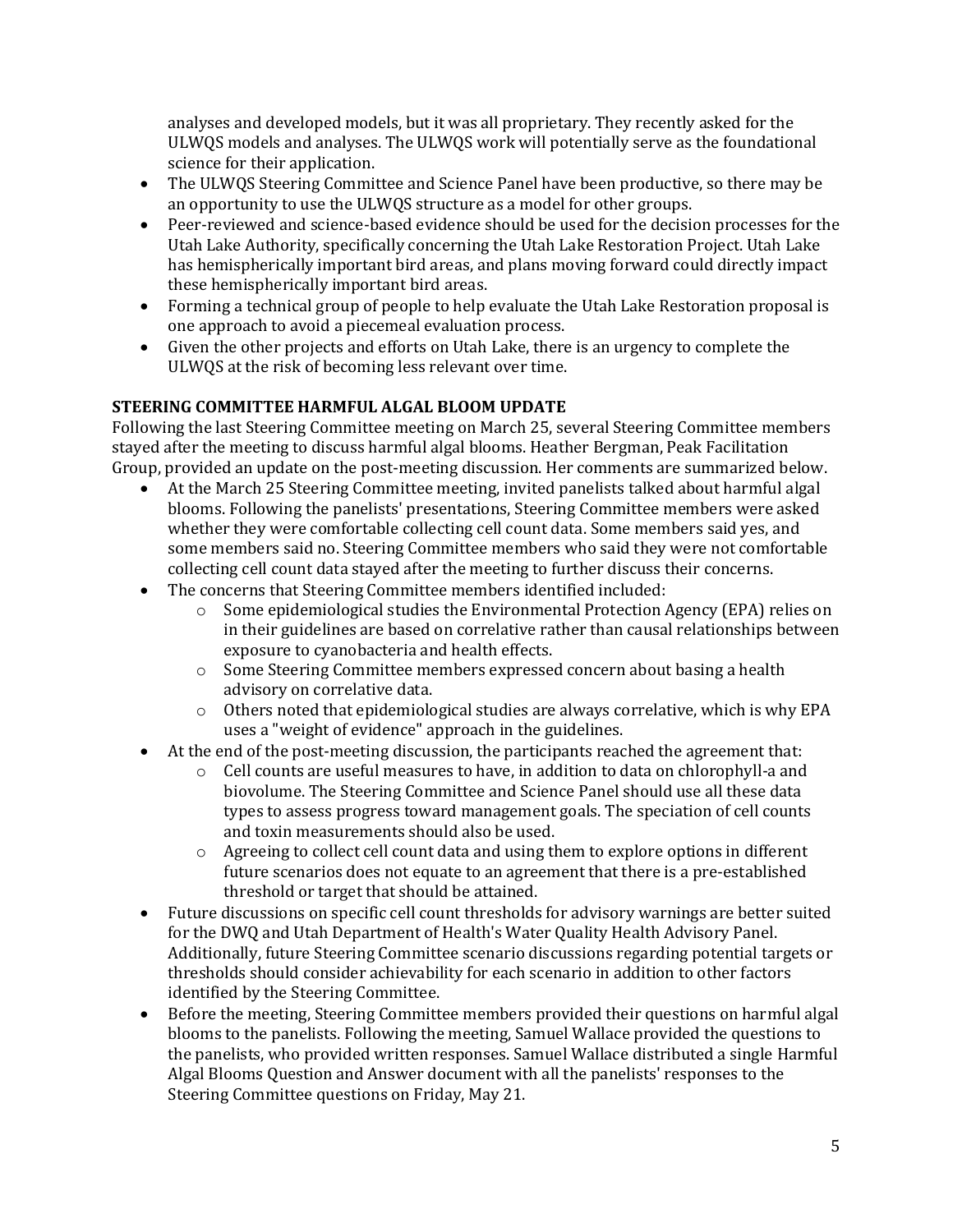analyses and developed models, but it was all proprietary. They recently asked for the ULWQS models and analyses. The ULWQS work will potentially serve as the foundational science for their application.

- The ULWQS Steering Committee and Science Panel have been productive, so there may be an opportunity to use the ULWQS structure as a model for other groups.
- Peer-reviewed and science-based evidence should be used for the decision processes for the Utah Lake Authority, specifically concerning the Utah Lake Restoration Project. Utah Lake has hemispherically important bird areas, and plans moving forward could directly impact these hemispherically important bird areas.
- Forming a technical group of people to help evaluate the Utah Lake Restoration proposal is one approach to avoid a piecemeal evaluation process.
- Given the other projects and efforts on Utah Lake, there is an urgency to complete the ULWQS at the risk of becoming less relevant over time.

**STEERING COMMITTEE HARMFUL ALGAL BLOOM UPDATE**

Following the last Steering Committee meeting on March 25, several Steering Committee members stayed after the meeting to discuss harmful algal blooms. Heather Bergman, Peak Facilitation Group, provided an update on the post-meeting discussion. Her comments are summarized below.

- At the March 25 Steering Committee meeting, invited panelists talked about harmful algal blooms. Following the panelists' presentations, Steering Committee members were asked whether they were comfortable collecting cell count data. Some members said yes, and some members said no. Steering Committee members who said they were not comfortable collecting cell count data stayed after the meeting to further discuss their concerns.
- The concerns that Steering Committee members identified included:
    - Some epidemiological studies the Environmental Protection Agency (EPA) relies on in their guidelines are based on correlative rather than causal relationships between exposure to cyanobacteria and health effects.
    - Some Steering Committee members expressed concern about basing a health advisory on correlative data.
    - Others noted that epidemiological studies are always correlative, which is why EPA uses a "weight of evidence" approach in the guidelines.
- At the end of the post-meeting discussion, the participants reached the agreement that:
    - Cell counts are useful measures to have, in addition to data on chlorophyll-a and biovolume. The Steering Committee and Science Panel should use all these data types to assess progress toward management goals. The speciation of cell counts and toxin measurements should also be used.
    - Agreeing to collect cell count data and using them to explore options in different future scenarios does not equate to an agreement that there is a pre-established threshold or target that should be attained.
- Future discussions on specific cell count thresholds for advisory warnings are better suited for the DWQ and Utah Department of Health's Water Quality Health Advisory Panel. Additionally, future Steering Committee scenario discussions regarding potential targets or thresholds should consider achievability for each scenario in addition to other factors identified by the Steering Committee.
- Before the meeting, Steering Committee members provided their questions on harmful algal blooms to the panelists. Following the meeting, Samuel Wallace provided the questions to the panelists, who provided written responses. Samuel Wallace distributed a single Harmful Algal Blooms Question and Answer document with all the panelists' responses to the Steering Committee questions on Friday, May 21.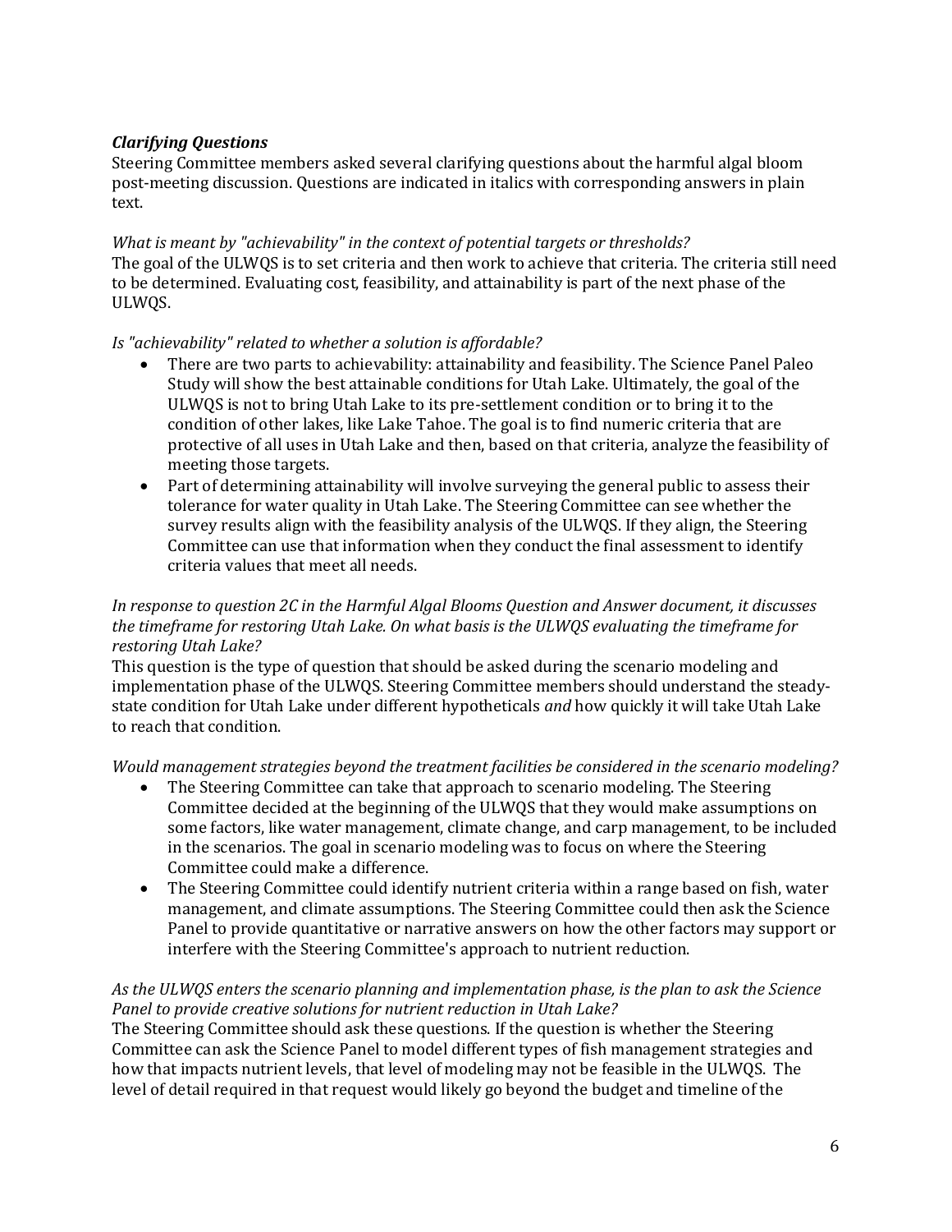### *Clarifying Questions*

Steering Committee members asked several clarifying questions about the harmful algal bloom post-meeting discussion. Questions are indicated in italics with corresponding answers in plain text.

*What is meant by "achievability" in the context of potential targets or thresholds?*
The goal of the ULWQS is to set criteria and then work to achieve that criteria. The criteria still need to be determined. Evaluating cost, feasibility, and attainability is part of the next phase of the ULWQS.

*Is "achievability" related to whether a solution is affordable?*

- There are two parts to achievability: attainability and feasibility. The Science Panel Paleo Study will show the best attainable conditions for Utah Lake. Ultimately, the goal of the ULWQS is not to bring Utah Lake to its pre-settlement condition or to bring it to the condition of other lakes, like Lake Tahoe. The goal is to find numeric criteria that are protective of all uses in Utah Lake and then, based on that criteria, analyze the feasibility of meeting those targets.
- Part of determining attainability will involve surveying the general public to assess their tolerance for water quality in Utah Lake. The Steering Committee can see whether the survey results align with the feasibility analysis of the ULWQS. If they align, the Steering Committee can use that information when they conduct the final assessment to identify criteria values that meet all needs.

*In response to question 2C in the Harmful Algal Blooms Question and Answer document, it discusses the timeframe for restoring Utah Lake. On what basis is the ULWQS evaluating the timeframe for restoring Utah Lake?*
This question is the type of question that should be asked during the scenario modeling and implementation phase of the ULWQS. Steering Committee members should understand the steady-state condition for Utah Lake under different hypotheticals *and* how quickly it will take Utah Lake to reach that condition.

*Would management strategies beyond the treatment facilities be considered in the scenario modeling?*

- The Steering Committee can take that approach to scenario modeling. The Steering Committee decided at the beginning of the ULWQS that they would make assumptions on some factors, like water management, climate change, and carp management, to be included in the scenarios. The goal in scenario modeling was to focus on where the Steering Committee could make a difference.
- The Steering Committee could identify nutrient criteria within a range based on fish, water management, and climate assumptions. The Steering Committee could then ask the Science Panel to provide quantitative or narrative answers on how the other factors may support or interfere with the Steering Committee's approach to nutrient reduction.

*As the ULWQS enters the scenario planning and implementation phase, is the plan to ask the Science Panel to provide creative solutions for nutrient reduction in Utah Lake?*
The Steering Committee should ask these questions. If the question is whether the Steering Committee can ask the Science Panel to model different types of fish management strategies and how that impacts nutrient levels, that level of modeling may not be feasible in the ULWQS. The level of detail required in that request would likely go beyond the budget and timeline of the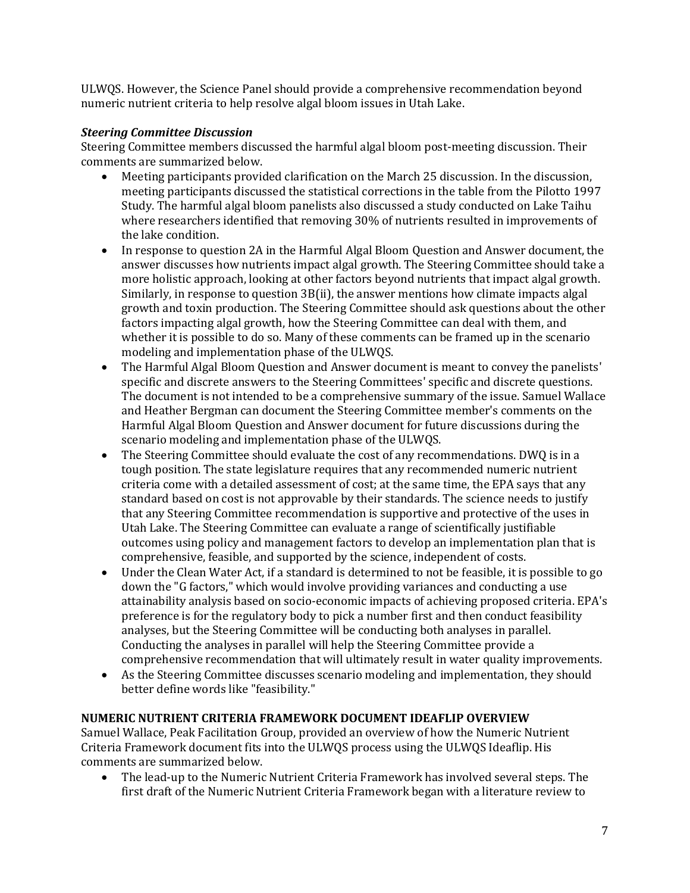ULWQS. However, the Science Panel should provide a comprehensive recommendation beyond numeric nutrient criteria to help resolve algal bloom issues in Utah Lake.

***Steering Committee Discussion***

Steering Committee members discussed the harmful algal bloom post-meeting discussion. Their comments are summarized below.

- Meeting participants provided clarification on the March 25 discussion. In the discussion, meeting participants discussed the statistical corrections in the table from the Pilotto 1997 Study. The harmful algal bloom panelists also discussed a study conducted on Lake Taihu where researchers identified that removing 30% of nutrients resulted in improvements of the lake condition.
- In response to question 2A in the Harmful Algal Bloom Question and Answer document, the answer discusses how nutrients impact algal growth. The Steering Committee should take a more holistic approach, looking at other factors beyond nutrients that impact algal growth. Similarly, in response to question 3B(ii), the answer mentions how climate impacts algal growth and toxin production. The Steering Committee should ask questions about the other factors impacting algal growth, how the Steering Committee can deal with them, and whether it is possible to do so. Many of these comments can be framed up in the scenario modeling and implementation phase of the ULWQS.
- The Harmful Algal Bloom Question and Answer document is meant to convey the panelists' specific and discrete answers to the Steering Committees' specific and discrete questions. The document is not intended to be a comprehensive summary of the issue. Samuel Wallace and Heather Bergman can document the Steering Committee member's comments on the Harmful Algal Bloom Question and Answer document for future discussions during the scenario modeling and implementation phase of the ULWQS.
- The Steering Committee should evaluate the cost of any recommendations. DWQ is in a tough position. The state legislature requires that any recommended numeric nutrient criteria come with a detailed assessment of cost; at the same time, the EPA says that any standard based on cost is not approvable by their standards. The science needs to justify that any Steering Committee recommendation is supportive and protective of the uses in Utah Lake. The Steering Committee can evaluate a range of scientifically justifiable outcomes using policy and management factors to develop an implementation plan that is comprehensive, feasible, and supported by the science, independent of costs.
- Under the Clean Water Act, if a standard is determined to not be feasible, it is possible to go down the "G factors," which would involve providing variances and conducting a use attainability analysis based on socio-economic impacts of achieving proposed criteria. EPA's preference is for the regulatory body to pick a number first and then conduct feasibility analyses, but the Steering Committee will be conducting both analyses in parallel. Conducting the analyses in parallel will help the Steering Committee provide a comprehensive recommendation that will ultimately result in water quality improvements.
- As the Steering Committee discusses scenario modeling and implementation, they should better define words like "feasibility."

**NUMERIC NUTRIENT CRITERIA FRAMEWORK DOCUMENT IDEAFLIP OVERVIEW**

Samuel Wallace, Peak Facilitation Group, provided an overview of how the Numeric Nutrient Criteria Framework document fits into the ULWQS process using the ULWQS Ideaflip. His comments are summarized below.

- The lead-up to the Numeric Nutrient Criteria Framework has involved several steps. The first draft of the Numeric Nutrient Criteria Framework began with a literature review to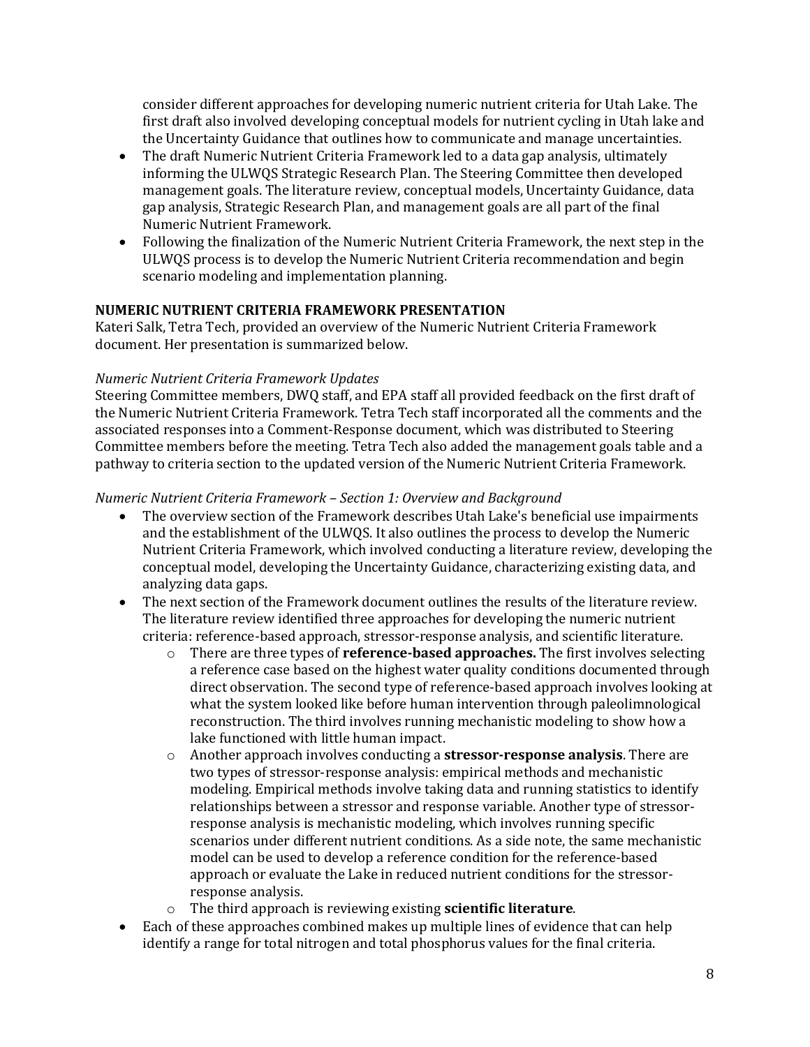consider different approaches for developing numeric nutrient criteria for Utah Lake. The first draft also involved developing conceptual models for nutrient cycling in Utah lake and the Uncertainty Guidance that outlines how to communicate and manage uncertainties.

- The draft Numeric Nutrient Criteria Framework led to a data gap analysis, ultimately informing the ULWQS Strategic Research Plan. The Steering Committee then developed management goals. The literature review, conceptual models, Uncertainty Guidance, data gap analysis, Strategic Research Plan, and management goals are all part of the final Numeric Nutrient Framework.
- Following the finalization of the Numeric Nutrient Criteria Framework, the next step in the ULWQS process is to develop the Numeric Nutrient Criteria recommendation and begin scenario modeling and implementation planning.

**NUMERIC NUTRIENT CRITERIA FRAMEWORK PRESENTATION**

Kateri Salk, Tetra Tech, provided an overview of the Numeric Nutrient Criteria Framework document. Her presentation is summarized below.

*Numeric Nutrient Criteria Framework Updates*

Steering Committee members, DWQ staff, and EPA staff all provided feedback on the first draft of the Numeric Nutrient Criteria Framework. Tetra Tech staff incorporated all the comments and the associated responses into a Comment-Response document, which was distributed to Steering Committee members before the meeting. Tetra Tech also added the management goals table and a pathway to criteria section to the updated version of the Numeric Nutrient Criteria Framework.

*Numeric Nutrient Criteria Framework – Section 1: Overview and Background*

- The overview section of the Framework describes Utah Lake's beneficial use impairments and the establishment of the ULWQS. It also outlines the process to develop the Numeric Nutrient Criteria Framework, which involved conducting a literature review, developing the conceptual model, developing the Uncertainty Guidance, characterizing existing data, and analyzing data gaps.
- The next section of the Framework document outlines the results of the literature review. The literature review identified three approaches for developing the numeric nutrient criteria: reference-based approach, stressor-response analysis, and scientific literature.
    - There are three types of **reference-based approaches.** The first involves selecting a reference case based on the highest water quality conditions documented through direct observation. The second type of reference-based approach involves looking at what the system looked like before human intervention through paleolimnological reconstruction. The third involves running mechanistic modeling to show how a lake functioned with little human impact.
    - Another approach involves conducting a **stressor-response analysis**. There are two types of stressor-response analysis: empirical methods and mechanistic modeling. Empirical methods involve taking data and running statistics to identify relationships between a stressor and response variable. Another type of stressor-response analysis is mechanistic modeling, which involves running specific scenarios under different nutrient conditions. As a side note, the same mechanistic model can be used to develop a reference condition for the reference-based approach or evaluate the Lake in reduced nutrient conditions for the stressor-response analysis.
    - The third approach is reviewing existing **scientific literature**.
- Each of these approaches combined makes up multiple lines of evidence that can help identify a range for total nitrogen and total phosphorus values for the final criteria.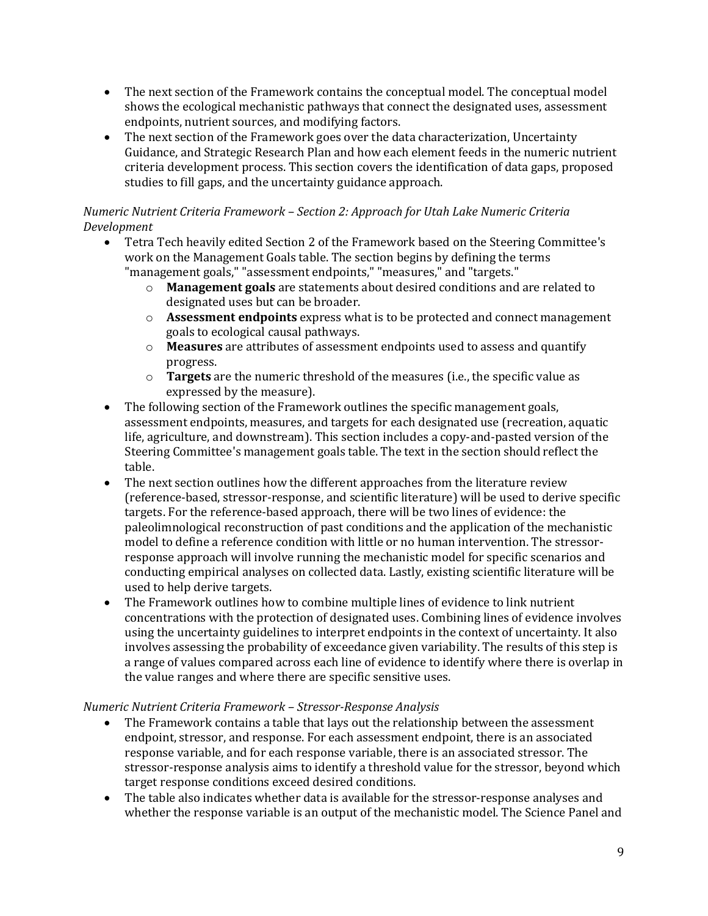- The next section of the Framework contains the conceptual model. The conceptual model shows the ecological mechanistic pathways that connect the designated uses, assessment endpoints, nutrient sources, and modifying factors.
- The next section of the Framework goes over the data characterization, Uncertainty Guidance, and Strategic Research Plan and how each element feeds in the numeric nutrient criteria development process. This section covers the identification of data gaps, proposed studies to fill gaps, and the uncertainty guidance approach.

*Numeric Nutrient Criteria Framework – Section 2: Approach for Utah Lake Numeric Criteria Development*

- Tetra Tech heavily edited Section 2 of the Framework based on the Steering Committee's work on the Management Goals table. The section begins by defining the terms "management goals," "assessment endpoints," "measures," and "targets."
  - **Management goals** are statements about desired conditions and are related to designated uses but can be broader.
  - **Assessment endpoints** express what is to be protected and connect management goals to ecological causal pathways.
  - **Measures** are attributes of assessment endpoints used to assess and quantify progress.
  - **Targets** are the numeric threshold of the measures (i.e., the specific value as expressed by the measure).
- The following section of the Framework outlines the specific management goals, assessment endpoints, measures, and targets for each designated use (recreation, aquatic life, agriculture, and downstream). This section includes a copy-and-pasted version of the Steering Committee's management goals table. The text in the section should reflect the table.
- The next section outlines how the different approaches from the literature review (reference-based, stressor-response, and scientific literature) will be used to derive specific targets. For the reference-based approach, there will be two lines of evidence: the paleolimnological reconstruction of past conditions and the application of the mechanistic model to define a reference condition with little or no human intervention. The stressor-response approach will involve running the mechanistic model for specific scenarios and conducting empirical analyses on collected data. Lastly, existing scientific literature will be used to help derive targets.
- The Framework outlines how to combine multiple lines of evidence to link nutrient concentrations with the protection of designated uses. Combining lines of evidence involves using the uncertainty guidelines to interpret endpoints in the context of uncertainty. It also involves assessing the probability of exceedance given variability. The results of this step is a range of values compared across each line of evidence to identify where there is overlap in the value ranges and where there are specific sensitive uses.

*Numeric Nutrient Criteria Framework – Stressor-Response Analysis*

- The Framework contains a table that lays out the relationship between the assessment endpoint, stressor, and response. For each assessment endpoint, there is an associated response variable, and for each response variable, there is an associated stressor. The stressor-response analysis aims to identify a threshold value for the stressor, beyond which target response conditions exceed desired conditions.
- The table also indicates whether data is available for the stressor-response analyses and whether the response variable is an output of the mechanistic model. The Science Panel and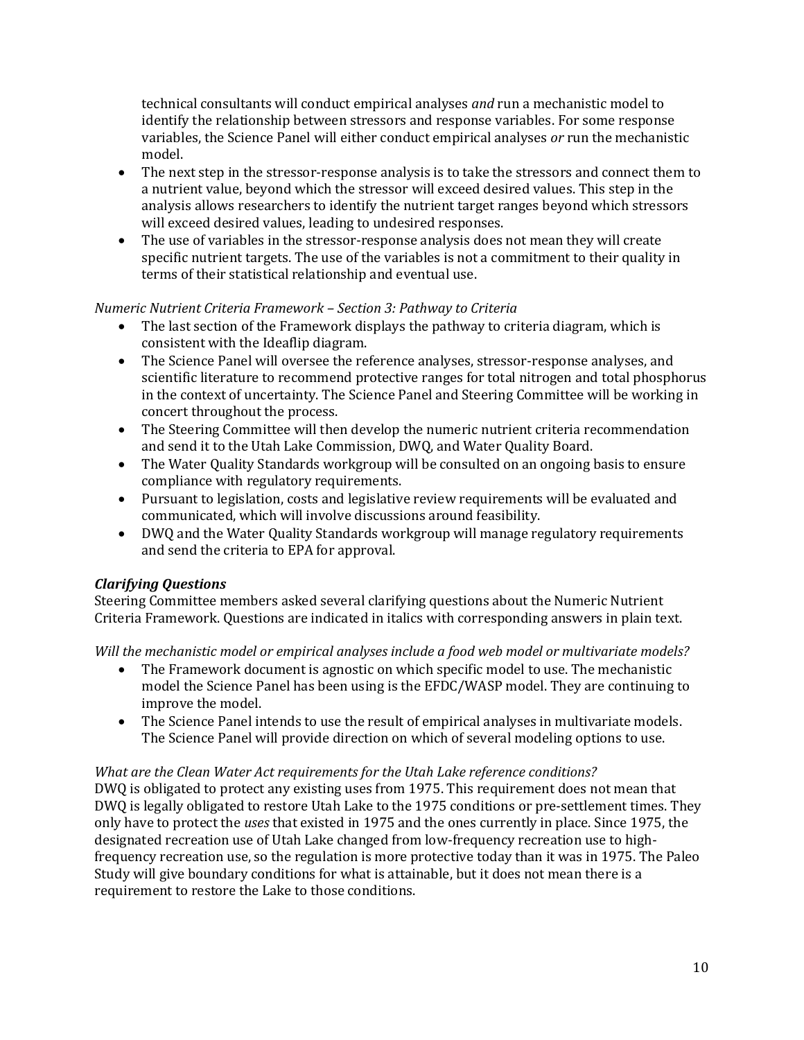technical consultants will conduct empirical analyses *and* run a mechanistic model to identify the relationship between stressors and response variables. For some response variables, the Science Panel will either conduct empirical analyses *or* run the mechanistic model.

- The next step in the stressor-response analysis is to take the stressors and connect them to a nutrient value, beyond which the stressor will exceed desired values. This step in the analysis allows researchers to identify the nutrient target ranges beyond which stressors will exceed desired values, leading to undesired responses.
- The use of variables in the stressor-response analysis does not mean they will create specific nutrient targets. The use of the variables is not a commitment to their quality in terms of their statistical relationship and eventual use.

*Numeric Nutrient Criteria Framework – Section 3: Pathway to Criteria*

- The last section of the Framework displays the pathway to criteria diagram, which is consistent with the Ideaflip diagram.
- The Science Panel will oversee the reference analyses, stressor-response analyses, and scientific literature to recommend protective ranges for total nitrogen and total phosphorus in the context of uncertainty. The Science Panel and Steering Committee will be working in concert throughout the process.
- The Steering Committee will then develop the numeric nutrient criteria recommendation and send it to the Utah Lake Commission, DWQ, and Water Quality Board.
- The Water Quality Standards workgroup will be consulted on an ongoing basis to ensure compliance with regulatory requirements.
- Pursuant to legislation, costs and legislative review requirements will be evaluated and communicated, which will involve discussions around feasibility.
- DWQ and the Water Quality Standards workgroup will manage regulatory requirements and send the criteria to EPA for approval.

### *Clarifying Questions*

Steering Committee members asked several clarifying questions about the Numeric Nutrient Criteria Framework. Questions are indicated in italics with corresponding answers in plain text.

*Will the mechanistic model or empirical analyses include a food web model or multivariate models?*

- The Framework document is agnostic on which specific model to use. The mechanistic model the Science Panel has been using is the EFDC/WASP model. They are continuing to improve the model.
- The Science Panel intends to use the result of empirical analyses in multivariate models. The Science Panel will provide direction on which of several modeling options to use.

*What are the Clean Water Act requirements for the Utah Lake reference conditions?*

DWQ is obligated to protect any existing uses from 1975. This requirement does not mean that DWQ is legally obligated to restore Utah Lake to the 1975 conditions or pre-settlement times. They only have to protect the *uses* that existed in 1975 and the ones currently in place. Since 1975, the designated recreation use of Utah Lake changed from low-frequency recreation use to high-frequency recreation use, so the regulation is more protective today than it was in 1975. The Paleo Study will give boundary conditions for what is attainable, but it does not mean there is a requirement to restore the Lake to those conditions.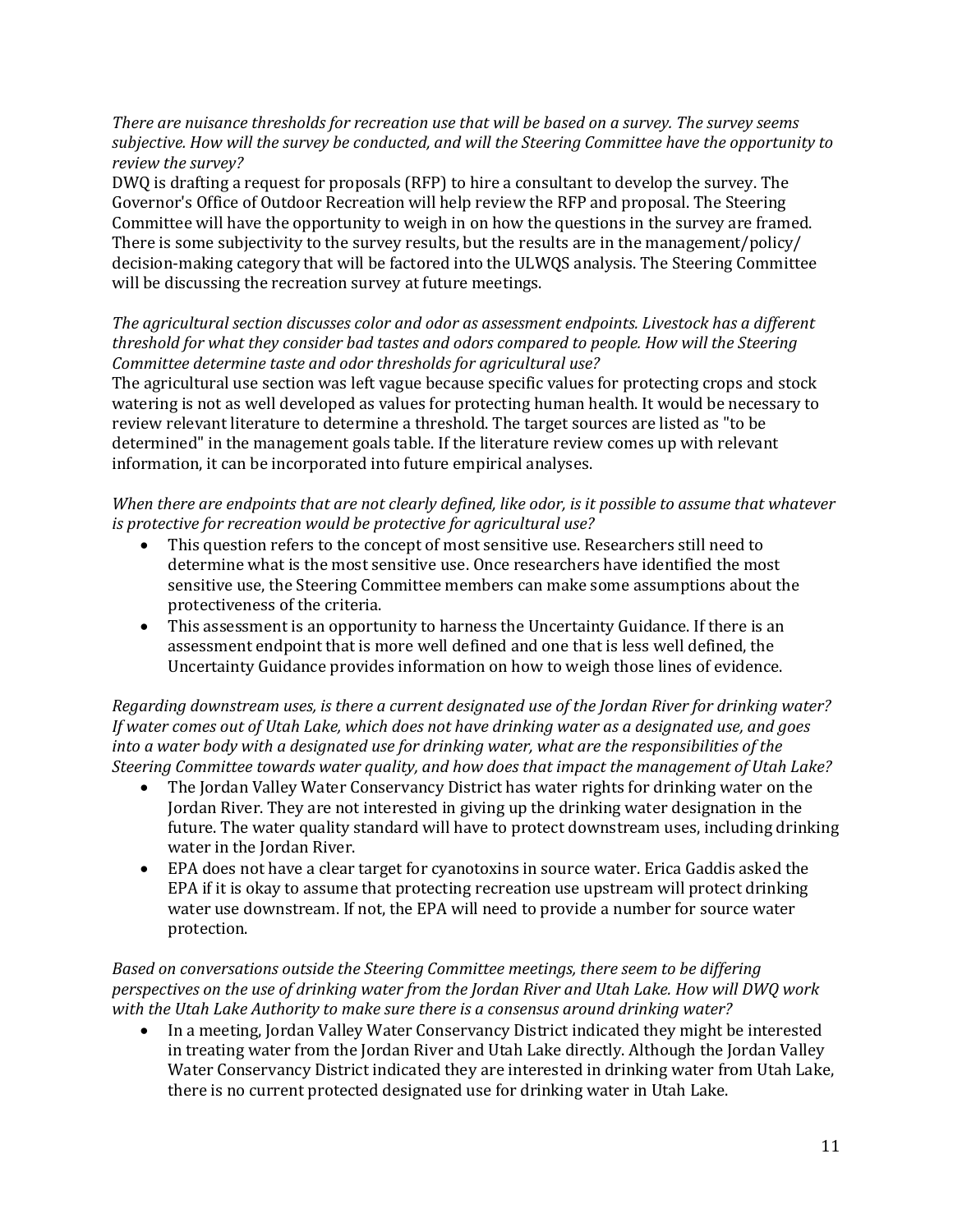*There are nuisance thresholds for recreation use that will be based on a survey. The survey seems subjective. How will the survey be conducted, and will the Steering Committee have the opportunity to review the survey?*

DWQ is drafting a request for proposals (RFP) to hire a consultant to develop the survey. The Governor's Office of Outdoor Recreation will help review the RFP and proposal. The Steering Committee will have the opportunity to weigh in on how the questions in the survey are framed. There is some subjectivity to the survey results, but the results are in the management/policy/decision-making category that will be factored into the ULWQS analysis. The Steering Committee will be discussing the recreation survey at future meetings.

*The agricultural section discusses color and odor as assessment endpoints. Livestock has a different threshold for what they consider bad tastes and odors compared to people. How will the Steering Committee determine taste and odor thresholds for agricultural use?*

The agricultural use section was left vague because specific values for protecting crops and stock watering is not as well developed as values for protecting human health. It would be necessary to review relevant literature to determine a threshold. The target sources are listed as "to be determined" in the management goals table. If the literature review comes up with relevant information, it can be incorporated into future empirical analyses.

*When there are endpoints that are not clearly defined, like odor, is it possible to assume that whatever is protective for recreation would be protective for agricultural use?*

- This question refers to the concept of most sensitive use. Researchers still need to determine what is the most sensitive use. Once researchers have identified the most sensitive use, the Steering Committee members can make some assumptions about the protectiveness of the criteria.
- This assessment is an opportunity to harness the Uncertainty Guidance. If there is an assessment endpoint that is more well defined and one that is less well defined, the Uncertainty Guidance provides information on how to weigh those lines of evidence.

*Regarding downstream uses, is there a current designated use of the Jordan River for drinking water? If water comes out of Utah Lake, which does not have drinking water as a designated use, and goes into a water body with a designated use for drinking water, what are the responsibilities of the Steering Committee towards water quality, and how does that impact the management of Utah Lake?*

- The Jordan Valley Water Conservancy District has water rights for drinking water on the Jordan River. They are not interested in giving up the drinking water designation in the future. The water quality standard will have to protect downstream uses, including drinking water in the Jordan River.
- EPA does not have a clear target for cyanotoxins in source water. Erica Gaddis asked the EPA if it is okay to assume that protecting recreation use upstream will protect drinking water use downstream. If not, the EPA will need to provide a number for source water protection.

*Based on conversations outside the Steering Committee meetings, there seem to be differing perspectives on the use of drinking water from the Jordan River and Utah Lake. How will DWQ work with the Utah Lake Authority to make sure there is a consensus around drinking water?*

- In a meeting, Jordan Valley Water Conservancy District indicated they might be interested in treating water from the Jordan River and Utah Lake directly. Although the Jordan Valley Water Conservancy District indicated they are interested in drinking water from Utah Lake, there is no current protected designated use for drinking water in Utah Lake.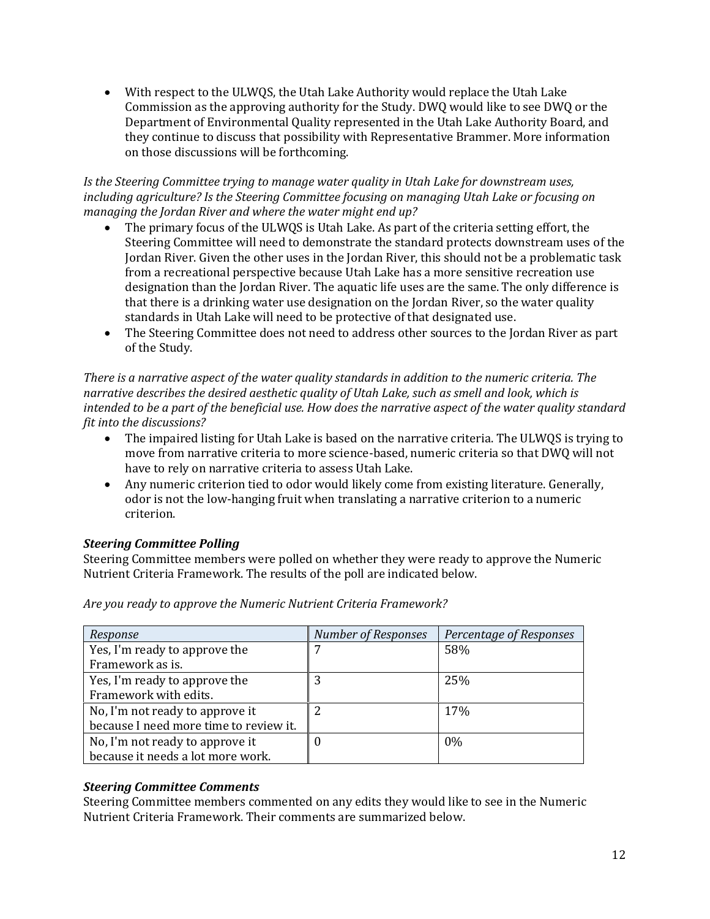- With respect to the ULWQS, the Utah Lake Authority would replace the Utah Lake Commission as the approving authority for the Study. DWQ would like to see DWQ or the Department of Environmental Quality represented in the Utah Lake Authority Board, and they continue to discuss that possibility with Representative Brammer. More information on those discussions will be forthcoming.

*Is the Steering Committee trying to manage water quality in Utah Lake for downstream uses, including agriculture? Is the Steering Committee focusing on managing Utah Lake or focusing on managing the Jordan River and where the water might end up?*

- The primary focus of the ULWQS is Utah Lake. As part of the criteria setting effort, the Steering Committee will need to demonstrate the standard protects downstream uses of the Jordan River. Given the other uses in the Jordan River, this should not be a problematic task from a recreational perspective because Utah Lake has a more sensitive recreation use designation than the Jordan River. The aquatic life uses are the same. The only difference is that there is a drinking water use designation on the Jordan River, so the water quality standards in Utah Lake will need to be protective of that designated use.
- The Steering Committee does not need to address other sources to the Jordan River as part of the Study.

*There is a narrative aspect of the water quality standards in addition to the numeric criteria. The narrative describes the desired aesthetic quality of Utah Lake, such as smell and look, which is intended to be a part of the beneficial use. How does the narrative aspect of the water quality standard fit into the discussions?*

- The impaired listing for Utah Lake is based on the narrative criteria. The ULWQS is trying to move from narrative criteria to more science-based, numeric criteria so that DWQ will not have to rely on narrative criteria to assess Utah Lake.
- Any numeric criterion tied to odor would likely come from existing literature. Generally, odor is not the low-hanging fruit when translating a narrative criterion to a numeric criterion.

### *Steering Committee Polling*

Steering Committee members were polled on whether they were ready to approve the Numeric Nutrient Criteria Framework. The results of the poll are indicated below.

*Are you ready to approve the Numeric Nutrient Criteria Framework?*

| *Response* | *Number of Responses* | *Percentage of Responses* |
|---|---|---|
| Yes, I'm ready to approve the Framework as is. | 7 | 58% |
| Yes, I'm ready to approve the Framework with edits. | 3 | 25% |
| No, I'm not ready to approve it because I need more time to review it. | 2 | 17% |
| No, I'm not ready to approve it because it needs a lot more work. | 0 | 0% |

### *Steering Committee Comments*

Steering Committee members commented on any edits they would like to see in the Numeric Nutrient Criteria Framework. Their comments are summarized below.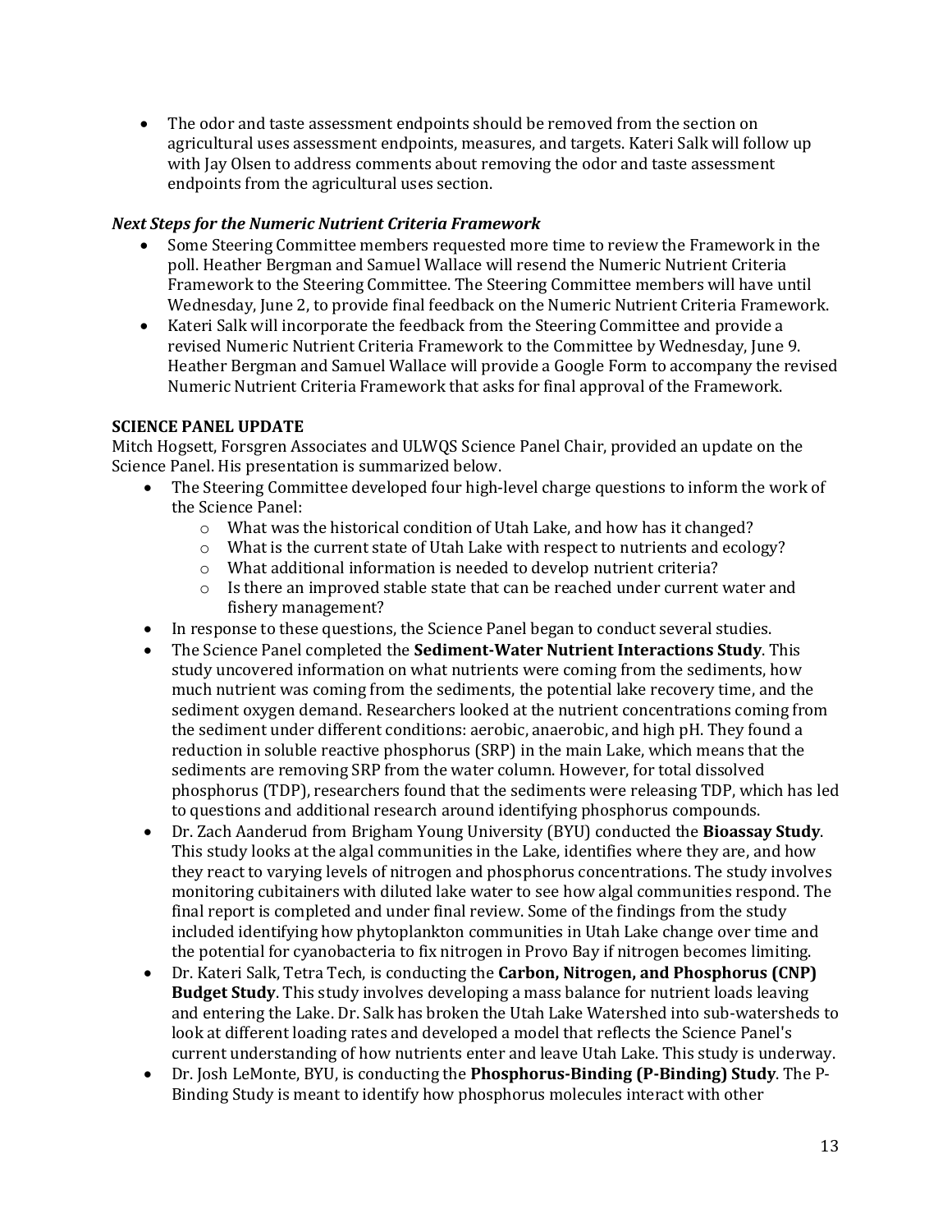- The odor and taste assessment endpoints should be removed from the section on agricultural uses assessment endpoints, measures, and targets. Kateri Salk will follow up with Jay Olsen to address comments about removing the odor and taste assessment endpoints from the agricultural uses section.

***Next Steps for the Numeric Nutrient Criteria Framework***

- Some Steering Committee members requested more time to review the Framework in the poll. Heather Bergman and Samuel Wallace will resend the Numeric Nutrient Criteria Framework to the Steering Committee. The Steering Committee members will have until Wednesday, June 2, to provide final feedback on the Numeric Nutrient Criteria Framework.
- Kateri Salk will incorporate the feedback from the Steering Committee and provide a revised Numeric Nutrient Criteria Framework to the Committee by Wednesday, June 9. Heather Bergman and Samuel Wallace will provide a Google Form to accompany the revised Numeric Nutrient Criteria Framework that asks for final approval of the Framework.

**SCIENCE PANEL UPDATE**

Mitch Hogsett, Forsgren Associates and ULWQS Science Panel Chair, provided an update on the Science Panel. His presentation is summarized below.

- The Steering Committee developed four high-level charge questions to inform the work of the Science Panel:
  - What was the historical condition of Utah Lake, and how has it changed?
  - What is the current state of Utah Lake with respect to nutrients and ecology?
  - What additional information is needed to develop nutrient criteria?
  - Is there an improved stable state that can be reached under current water and fishery management?
- In response to these questions, the Science Panel began to conduct several studies.
- The Science Panel completed the **Sediment-Water Nutrient Interactions Study**. This study uncovered information on what nutrients were coming from the sediments, how much nutrient was coming from the sediments, the potential lake recovery time, and the sediment oxygen demand. Researchers looked at the nutrient concentrations coming from the sediment under different conditions: aerobic, anaerobic, and high pH. They found a reduction in soluble reactive phosphorus (SRP) in the main Lake, which means that the sediments are removing SRP from the water column. However, for total dissolved phosphorus (TDP), researchers found that the sediments were releasing TDP, which has led to questions and additional research around identifying phosphorus compounds.
- Dr. Zach Aanderud from Brigham Young University (BYU) conducted the **Bioassay Study**. This study looks at the algal communities in the Lake, identifies where they are, and how they react to varying levels of nitrogen and phosphorus concentrations. The study involves monitoring cubitainers with diluted lake water to see how algal communities respond. The final report is completed and under final review. Some of the findings from the study included identifying how phytoplankton communities in Utah Lake change over time and the potential for cyanobacteria to fix nitrogen in Provo Bay if nitrogen becomes limiting.
- Dr. Kateri Salk, Tetra Tech, is conducting the **Carbon, Nitrogen, and Phosphorus (CNP) Budget Study**. This study involves developing a mass balance for nutrient loads leaving and entering the Lake. Dr. Salk has broken the Utah Lake Watershed into sub-watersheds to look at different loading rates and developed a model that reflects the Science Panel's current understanding of how nutrients enter and leave Utah Lake. This study is underway.
- Dr. Josh LeMonte, BYU, is conducting the **Phosphorus-Binding (P-Binding) Study**. The P-Binding Study is meant to identify how phosphorus molecules interact with other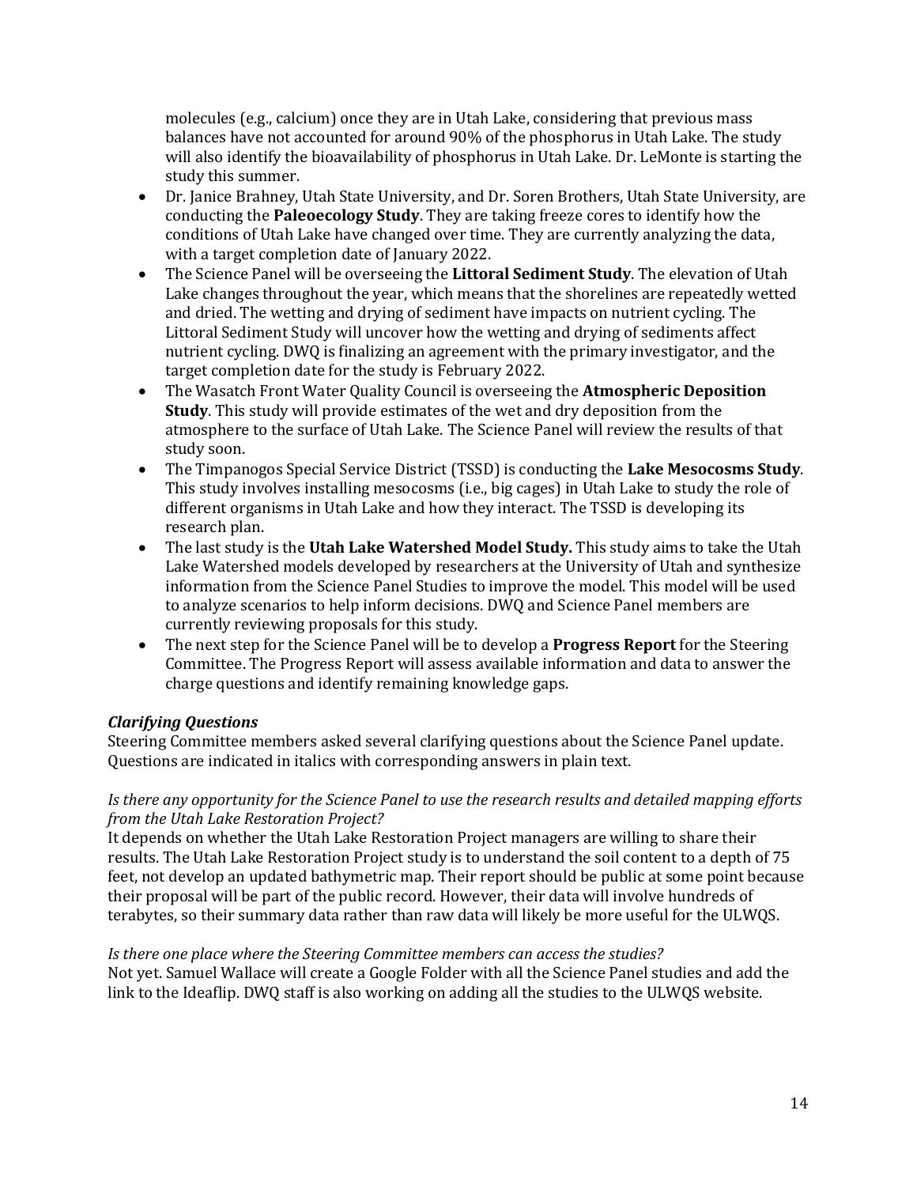molecules (e.g., calcium) once they are in Utah Lake, considering that previous mass balances have not accounted for around 90% of the phosphorus in Utah Lake. The study will also identify the bioavailability of phosphorus in Utah Lake. Dr. LeMonte is starting the study this summer.

- Dr. Janice Brahney, Utah State University, and Dr. Soren Brothers, Utah State University, are conducting the **Paleoecology Study**. They are taking freeze cores to identify how the conditions of Utah Lake have changed over time. They are currently analyzing the data, with a target completion date of January 2022.
- The Science Panel will be overseeing the **Littoral Sediment Study**. The elevation of Utah Lake changes throughout the year, which means that the shorelines are repeatedly wetted and dried. The wetting and drying of sediment have impacts on nutrient cycling. The Littoral Sediment Study will uncover how the wetting and drying of sediments affect nutrient cycling. DWQ is finalizing an agreement with the primary investigator, and the target completion date for the study is February 2022.
- The Wasatch Front Water Quality Council is overseeing the **Atmospheric Deposition Study**. This study will provide estimates of the wet and dry deposition from the atmosphere to the surface of Utah Lake. The Science Panel will review the results of that study soon.
- The Timpanogos Special Service District (TSSD) is conducting the **Lake Mesocosms Study**. This study involves installing mesocosms (i.e., big cages) in Utah Lake to study the role of different organisms in Utah Lake and how they interact. The TSSD is developing its research plan.
- The last study is the **Utah Lake Watershed Model Study.** This study aims to take the Utah Lake Watershed models developed by researchers at the University of Utah and synthesize information from the Science Panel Studies to improve the model. This model will be used to analyze scenarios to help inform decisions. DWQ and Science Panel members are currently reviewing proposals for this study.
- The next step for the Science Panel will be to develop a **Progress Report** for the Steering Committee. The Progress Report will assess available information and data to answer the charge questions and identify remaining knowledge gaps.

### *Clarifying Questions*

Steering Committee members asked several clarifying questions about the Science Panel update. Questions are indicated in italics with corresponding answers in plain text.

*Is there any opportunity for the Science Panel to use the research results and detailed mapping efforts from the Utah Lake Restoration Project?*

It depends on whether the Utah Lake Restoration Project managers are willing to share their results. The Utah Lake Restoration Project study is to understand the soil content to a depth of 75 feet, not develop an updated bathymetric map. Their report should be public at some point because their proposal will be part of the public record. However, their data will involve hundreds of terabytes, so their summary data rather than raw data will likely be more useful for the ULWQS.

*Is there one place where the Steering Committee members can access the studies?*

Not yet. Samuel Wallace will create a Google Folder with all the Science Panel studies and add the link to the Ideaflip. DWQ staff is also working on adding all the studies to the ULWQS website.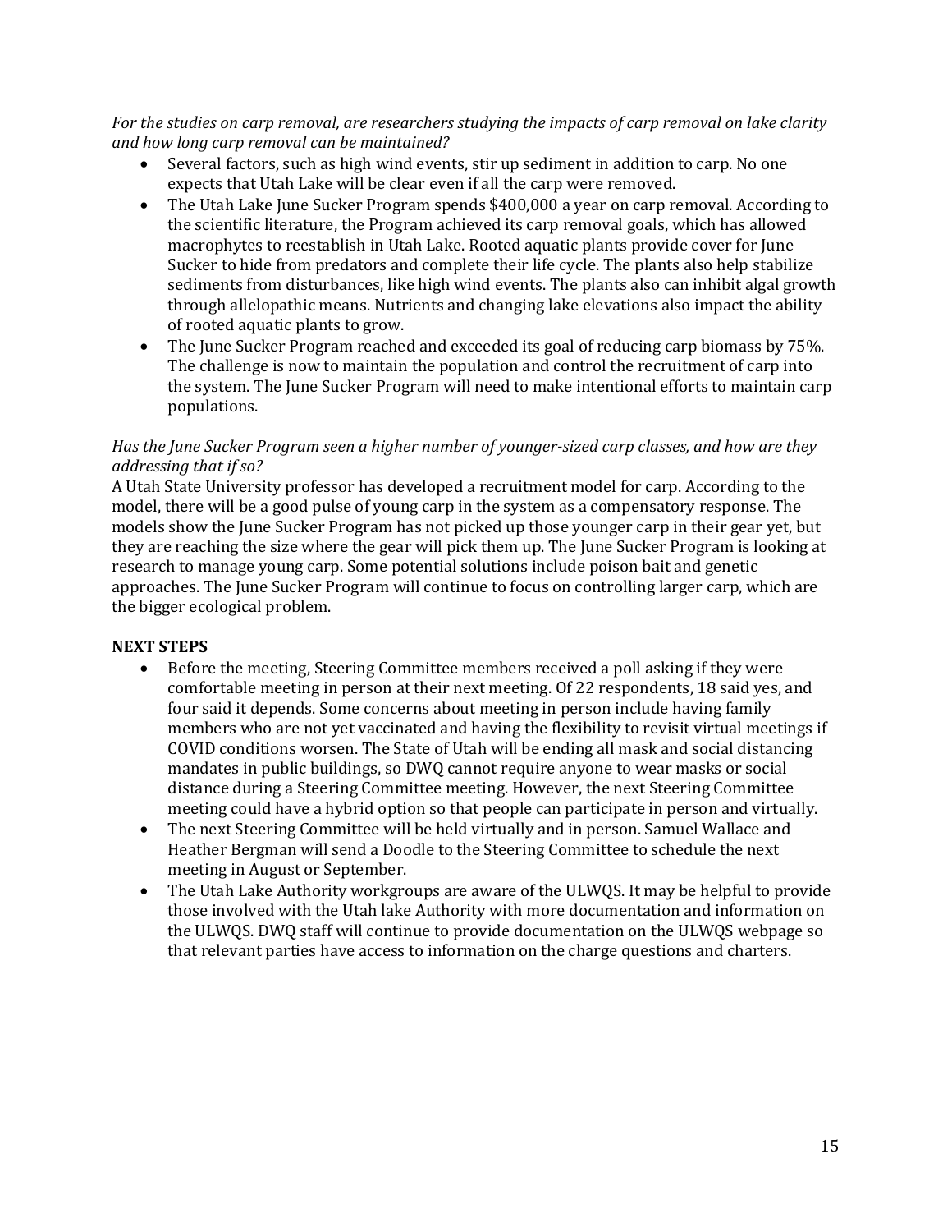*For the studies on carp removal, are researchers studying the impacts of carp removal on lake clarity and how long carp removal can be maintained?*

- Several factors, such as high wind events, stir up sediment in addition to carp. No one expects that Utah Lake will be clear even if all the carp were removed.
- The Utah Lake June Sucker Program spends $400,000 a year on carp removal. According to the scientific literature, the Program achieved its carp removal goals, which has allowed macrophytes to reestablish in Utah Lake. Rooted aquatic plants provide cover for June Sucker to hide from predators and complete their life cycle. The plants also help stabilize sediments from disturbances, like high wind events. The plants also can inhibit algal growth through allelopathic means. Nutrients and changing lake elevations also impact the ability of rooted aquatic plants to grow.
- The June Sucker Program reached and exceeded its goal of reducing carp biomass by 75%. The challenge is now to maintain the population and control the recruitment of carp into the system. The June Sucker Program will need to make intentional efforts to maintain carp populations.

*Has the June Sucker Program seen a higher number of younger-sized carp classes, and how are they addressing that if so?*

A Utah State University professor has developed a recruitment model for carp. According to the model, there will be a good pulse of young carp in the system as a compensatory response. The models show the June Sucker Program has not picked up those younger carp in their gear yet, but they are reaching the size where the gear will pick them up. The June Sucker Program is looking at research to manage young carp. Some potential solutions include poison bait and genetic approaches. The June Sucker Program will continue to focus on controlling larger carp, which are the bigger ecological problem.

**NEXT STEPS**

- Before the meeting, Steering Committee members received a poll asking if they were comfortable meeting in person at their next meeting. Of 22 respondents, 18 said yes, and four said it depends. Some concerns about meeting in person include having family members who are not yet vaccinated and having the flexibility to revisit virtual meetings if COVID conditions worsen. The State of Utah will be ending all mask and social distancing mandates in public buildings, so DWQ cannot require anyone to wear masks or social distance during a Steering Committee meeting. However, the next Steering Committee meeting could have a hybrid option so that people can participate in person and virtually.
- The next Steering Committee will be held virtually and in person. Samuel Wallace and Heather Bergman will send a Doodle to the Steering Committee to schedule the next meeting in August or September.
- The Utah Lake Authority workgroups are aware of the ULWQS. It may be helpful to provide those involved with the Utah lake Authority with more documentation and information on the ULWQS. DWQ staff will continue to provide documentation on the ULWQS webpage so that relevant parties have access to information on the charge questions and charters.